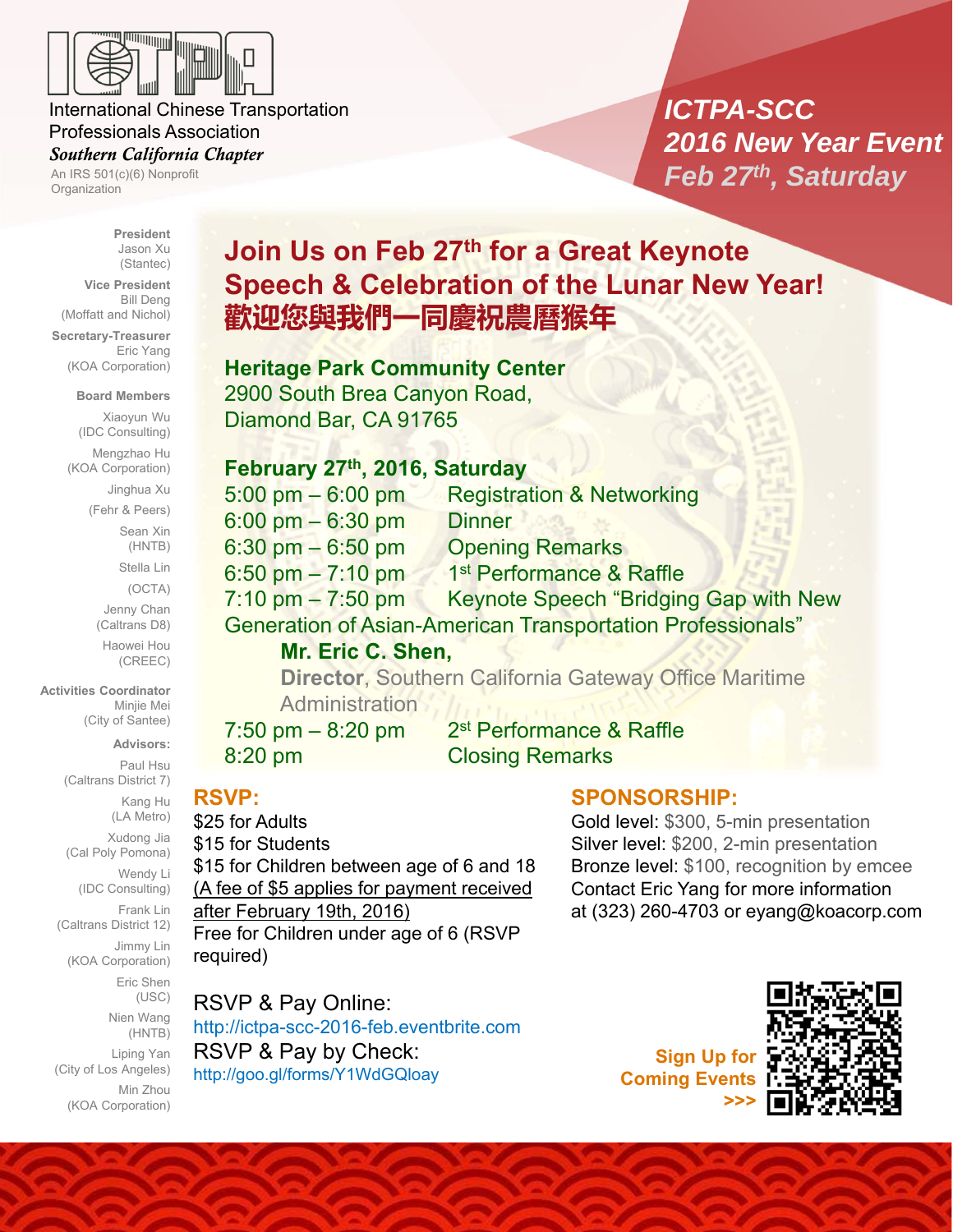International Chinese Transportation Professionals Association

*Southern California Chapter*

An IRS 501(c)(6) Nonprofit Organization

## ICTPA-SCC 2016 New Year Event Feb 27th, Saturday

**President**
Jason Xu
(Stantec)

**Vice President**
Bill Deng
(Moffatt and Nichol)

**Secretary-Treasurer**
Eric Yang
(KOA Corporation)

**Board Members**
Xiaoyun Wu
(IDC Consulting)
Mengzhao Hu
(KOA Corporation)
Jinghua Xu
(Fehr & Peers)
Sean Xin
(HNTB)
Stella Lin
(OCTA)
Jenny Chan
(Caltrans D8)
Haowei Hou
(CREEC)

**Activities Coordinator**
Minjie Mei
(City of Santee)

**Advisors:**
Paul Hsu
(Caltrans District 7)
Kang Hu
(LA Metro)
Xudong Jia
(Cal Poly Pomona)
Wendy Li
(IDC Consulting)
Frank Lin
(Caltrans District 12)
Jimmy Lin
(KOA Corporation)
Eric Shen
(USC)
Nien Wang
(HNTB)
Liping Yan
(City of Los Angeles)
Min Zhou
(KOA Corporation)

# Join Us on Feb 27th for a Great Keynote Speech & Celebration of the Lunar New Year!

# 歡迎您與我們一同慶祝農曆猴年

**Heritage Park Community Center**
2900 South Brea Canyon Road,
Diamond Bar, CA 91765

**February 27th, 2016, Saturday**

5:00 pm – 6:00 pm Registration & Networking
6:00 pm – 6:30 pm Dinner
6:30 pm – 6:50 pm Opening Remarks
6:50 pm – 7:10 pm 1st Performance & Raffle
7:10 pm – 7:50 pm Keynote Speech "Bridging Gap with New Generation of Asian-American Transportation Professionals"
**Mr. Eric C. Shen,**
**Director**, Southern California Gateway Office Maritime Administration
7:50 pm – 8:20 pm 2st Performance & Raffle
8:20 pm Closing Remarks

## RSVP:

$25 for Adults
$15 for Students
$15 for Children between age of 6 and 18
(A fee of $5 applies for payment received after February 19th, 2016)
Free for Children under age of 6 (RSVP required)

RSVP & Pay Online:
http://ictpa-scc-2016-feb.eventbrite.com
RSVP & Pay by Check:
http://goo.gl/forms/Y1WdGQloay

## SPONSORSHIP:

Gold level: $300, 5-min presentation
Silver level: $200, 2-min presentation
Bronze level: $100, recognition by emcee
Contact Eric Yang for more information at (323) 260-4703 or eyang@koacorp.com

**Sign Up for Coming Events >>>**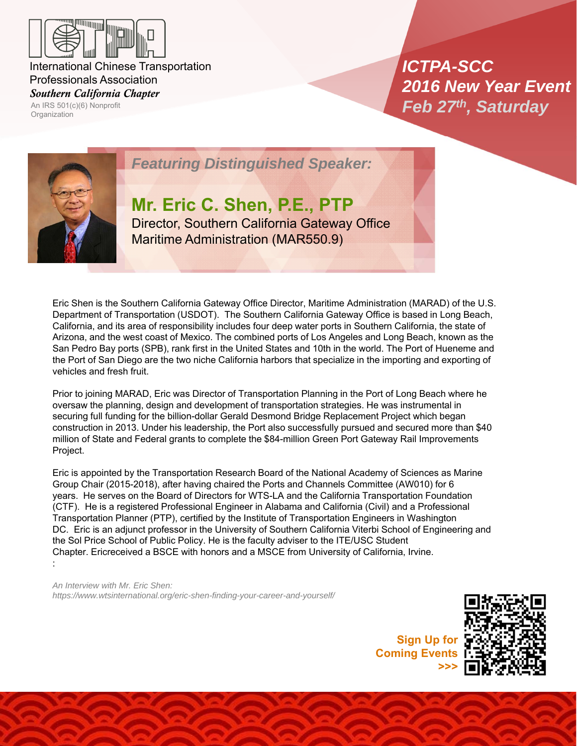International Chinese Transportation Professionals Association

*Southern California Chapter*

An IRS 501(c)(6) Nonprofit Organization

## *ICTPA-SCC 2016 New Year Event Feb 27th, Saturday*

### *Featuring Distinguished Speaker:*

## Mr. Eric C. Shen, P.E., PTP

Director, Southern California Gateway Office

Maritime Administration (MAR550.9)

Eric Shen is the Southern California Gateway Office Director, Maritime Administration (MARAD) of the U.S. Department of Transportation (USDOT). The Southern California Gateway Office is based in Long Beach, California, and its area of responsibility includes four deep water ports in Southern California, the state of Arizona, and the west coast of Mexico. The combined ports of Los Angeles and Long Beach, known as the San Pedro Bay ports (SPB), rank first in the United States and 10th in the world. The Port of Hueneme and the Port of San Diego are the two niche California harbors that specialize in the importing and exporting of vehicles and fresh fruit.

Prior to joining MARAD, Eric was Director of Transportation Planning in the Port of Long Beach where he oversaw the planning, design and development of transportation strategies. He was instrumental in securing full funding for the billion-dollar Gerald Desmond Bridge Replacement Project which began construction in 2013. Under his leadership, the Port also successfully pursued and secured more than $40 million of State and Federal grants to complete the $84-million Green Port Gateway Rail Improvements Project.

Eric is appointed by the Transportation Research Board of the National Academy of Sciences as Marine Group Chair (2015-2018), after having chaired the Ports and Channels Committee (AW010) for 6 years. He serves on the Board of Directors for WTS-LA and the California Transportation Foundation (CTF). He is a registered Professional Engineer in Alabama and California (Civil) and a Professional Transportation Planner (PTP), certified by the Institute of Transportation Engineers in Washington DC. Eric is an adjunct professor in the University of Southern California Viterbi School of Engineering and the Sol Price School of Public Policy. He is the faculty adviser to the ITE/USC Student Chapter. Ericreceived a BSCE with honors and a MSCE from University of California, Irvine.

:

*An Interview with Mr. Eric Shen:*
*https://www.wtsinternational.org/eric-shen-finding-your-career-and-yourself/*

**Sign Up for Coming Events >>>**